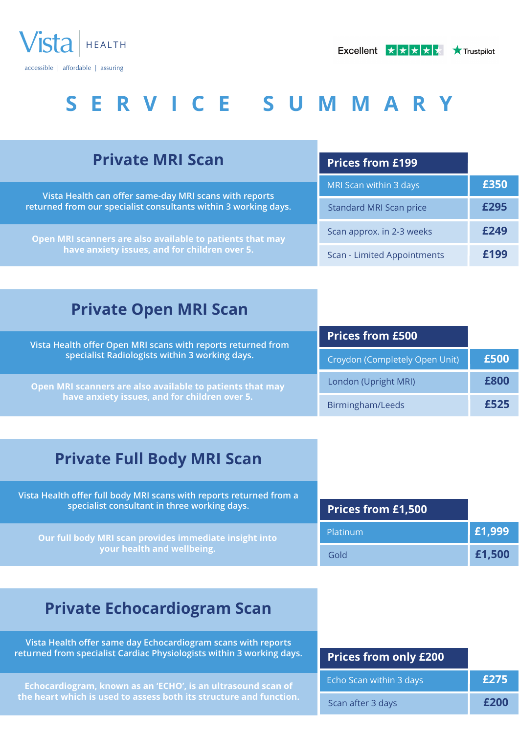Vista HEALTH

accessible | affordable | assuring

Excellent ★★★★★ Trustpilot

# SERVICE SUMMARY

## Private MRI Scan

Vista Health can offer same-day MRI scans with reports returned from our specialist consultants within 3 working days.

**Open MRI scanners are also available to patients that may have anxiety issues, and for children over 5.**

| Prices from £199 | |
|---|---|
| MRI Scan within 3 days | £350 |
| Standard MRI Scan price | £295 |
| Scan approx. in 2-3 weeks | £249 |
| Scan - Limited Appointments | £199 |

## Private Open MRI Scan

Vista Health offer Open MRI scans with reports returned from specialist Radiologists within 3 working days.

**Open MRI scanners are also available to patients that may have anxiety issues, and for children over 5.**

| Prices from £500 | |
|---|---|
| Croydon (Completely Open Unit) | £500 |
| London (Upright MRI) | £800 |
| Birmingham/Leeds | £525 |

## Private Full Body MRI Scan

Vista Health offer full body MRI scans with reports returned from a specialist consultant in three working days.

**Our full body MRI scan provides immediate insight into your health and wellbeing.**

| Prices from £1,500 | |
|---|---|
| Platinum | £1,999 |
| Gold | £1,500 |

## Private Echocardiogram Scan

Vista Health offer same day Echocardiogram scans with reports returned from specialist Cardiac Physiologists within 3 working days.

**Echocardiogram, known as an 'ECHO', is an ultrasound scan of the heart which is used to assess both its structure and function.**

| Prices from only £200 | |
|---|---|
| Echo Scan within 3 days | £275 |
| Scan after 3 days | £200 |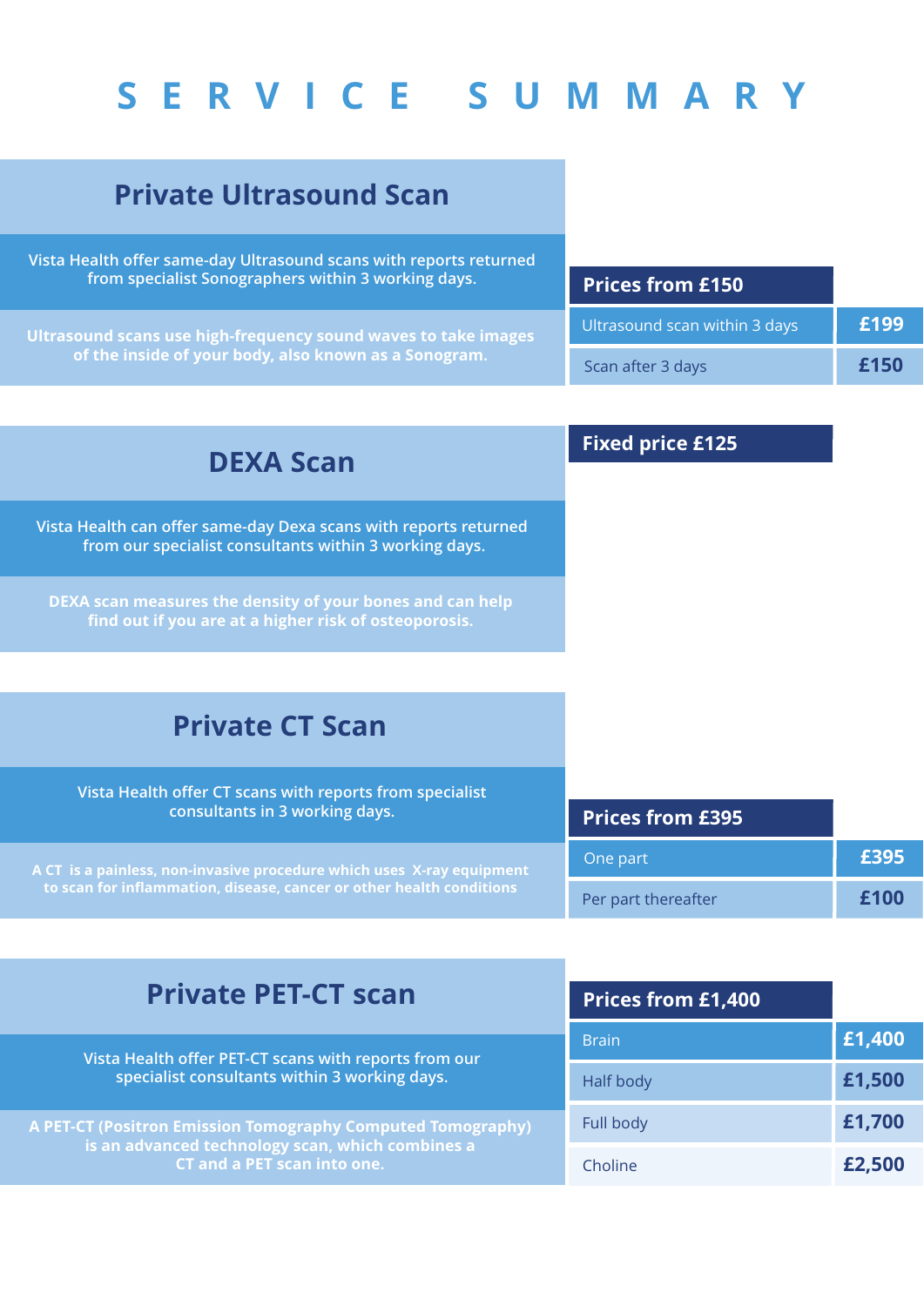# SERVICE SUMMARY

## Private Ultrasound Scan

Vista Health offer same-day Ultrasound scans with reports returned from specialist Sonographers within 3 working days.

**Ultrasound scans use high-frequency sound waves to take images of the inside of your body, also known as a Sonogram.**

| Prices from £150 | |
|---|---|
| Ultrasound scan within 3 days | £199 |
| Scan after 3 days | £150 |

## DEXA Scan

**Fixed price £125**

Vista Health can offer same-day Dexa scans with reports returned from our specialist consultants within 3 working days.

**DEXA scan measures the density of your bones and can help find out if you are at a higher risk of osteoporosis.**

## Private CT Scan

Vista Health offer CT scans with reports from specialist consultants in 3 working days.

**A CT is a painless, non-invasive procedure which uses X-ray equipment to scan for inflammation, disease, cancer or other health conditions**

| Prices from £395 | |
|---|---|
| One part | £395 |
| Per part thereafter | £100 |

## Private PET-CT scan

Vista Health offer PET-CT scans with reports from our specialist consultants within 3 working days.

**A PET-CT (Positron Emission Tomography Computed Tomography) is an advanced technology scan, which combines a CT and a PET scan into one.**

| Prices from £1,400 | |
|---|---|
| Brain | £1,400 |
| Half body | £1,500 |
| Full body | £1,700 |
| Choline | £2,500 |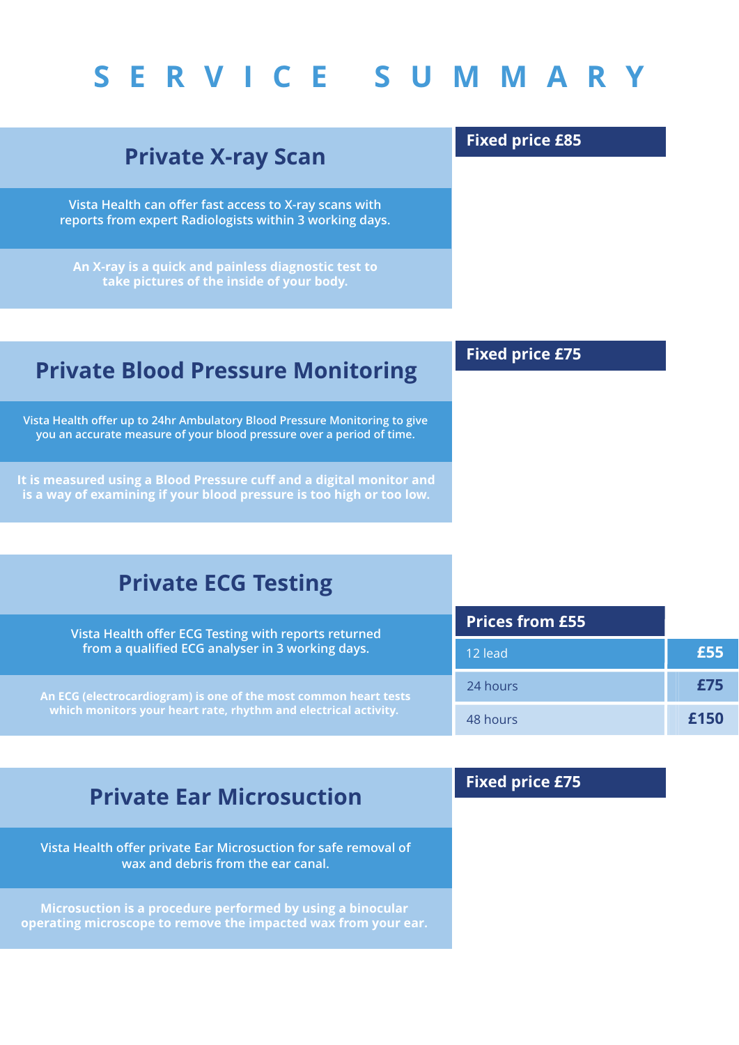# SERVICE SUMMARY

## Private X-ray Scan

**Fixed price £85**

Vista Health can offer fast access to X-ray scans with reports from expert Radiologists within 3 working days.

**An X-ray is a quick and painless diagnostic test to take pictures of the inside of your body.**

## Private Blood Pressure Monitoring

**Fixed price £75**

Vista Health offer up to 24hr Ambulatory Blood Pressure Monitoring to give you an accurate measure of your blood pressure over a period of time.

**It is measured using a Blood Pressure cuff and a digital monitor and is a way of examining if your blood pressure is too high or too low.**

## Private ECG Testing

Vista Health offer ECG Testing with reports returned from a qualified ECG analyser in 3 working days.

**An ECG (electrocardiogram) is one of the most common heart tests which monitors your heart rate, rhythm and electrical activity.**

| Prices from £55 | |
|---|---|
| 12 lead | **£55** |
| 24 hours | **£75** |
| 48 hours | **£150** |

## Private Ear Microsuction

**Fixed price £75**

Vista Health offer private Ear Microsuction for safe removal of wax and debris from the ear canal.

**Microsuction is a procedure performed by using a binocular operating microscope to remove the impacted wax from your ear.**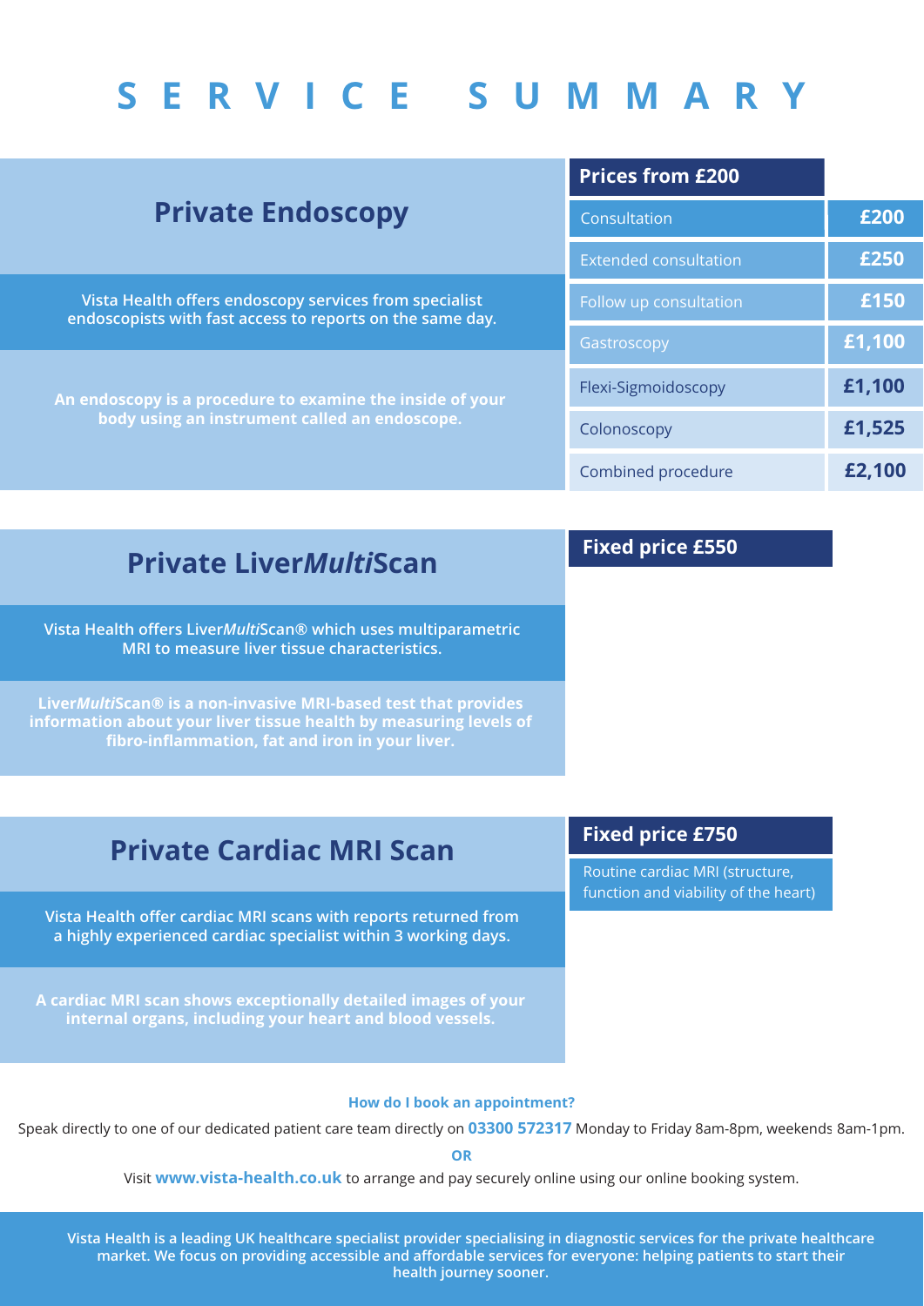# SERVICE SUMMARY

## Private Endoscopy

Vista Health offers endoscopy services from specialist endoscopists with fast access to reports on the same day.

An endoscopy is a procedure to examine the inside of your body using an instrument called an endoscope.

| Prices from £200 | |
|---|---|
| Consultation | £200 |
| Extended consultation | £250 |
| Follow up consultation | £150 |
| Gastroscopy | £1,100 |
| Flexi-Sigmoidoscopy | £1,100 |
| Colonoscopy | £1,525 |
| Combined procedure | £2,100 |

## Private Liver*Multi*Scan

**Fixed price £550**

Vista Health offers Liver*Multi*Scan® which uses multiparametric MRI to measure liver tissue characteristics.

Liver*Multi*Scan® is a non-invasive MRI-based test that provides information about your liver tissue health by measuring levels of fibro-inflammation, fat and iron in your liver.

## Private Cardiac MRI Scan

**Fixed price £750**

Routine cardiac MRI (structure, function and viability of the heart)

Vista Health offer cardiac MRI scans with reports returned from a highly experienced cardiac specialist within 3 working days.

A cardiac MRI scan shows exceptionally detailed images of your internal organs, including your heart and blood vessels.

**How do I book an appointment?**

Speak directly to one of our dedicated patient care team directly on **03300 572317** Monday to Friday 8am-8pm, weekends 8am-1pm.

**OR**

Visit **www.vista-health.co.uk** to arrange and pay securely online using our online booking system.

**Vista Health is a leading UK healthcare specialist provider specialising in diagnostic services for the private healthcare market. We focus on providing accessible and affordable services for everyone: helping patients to start their health journey sooner.**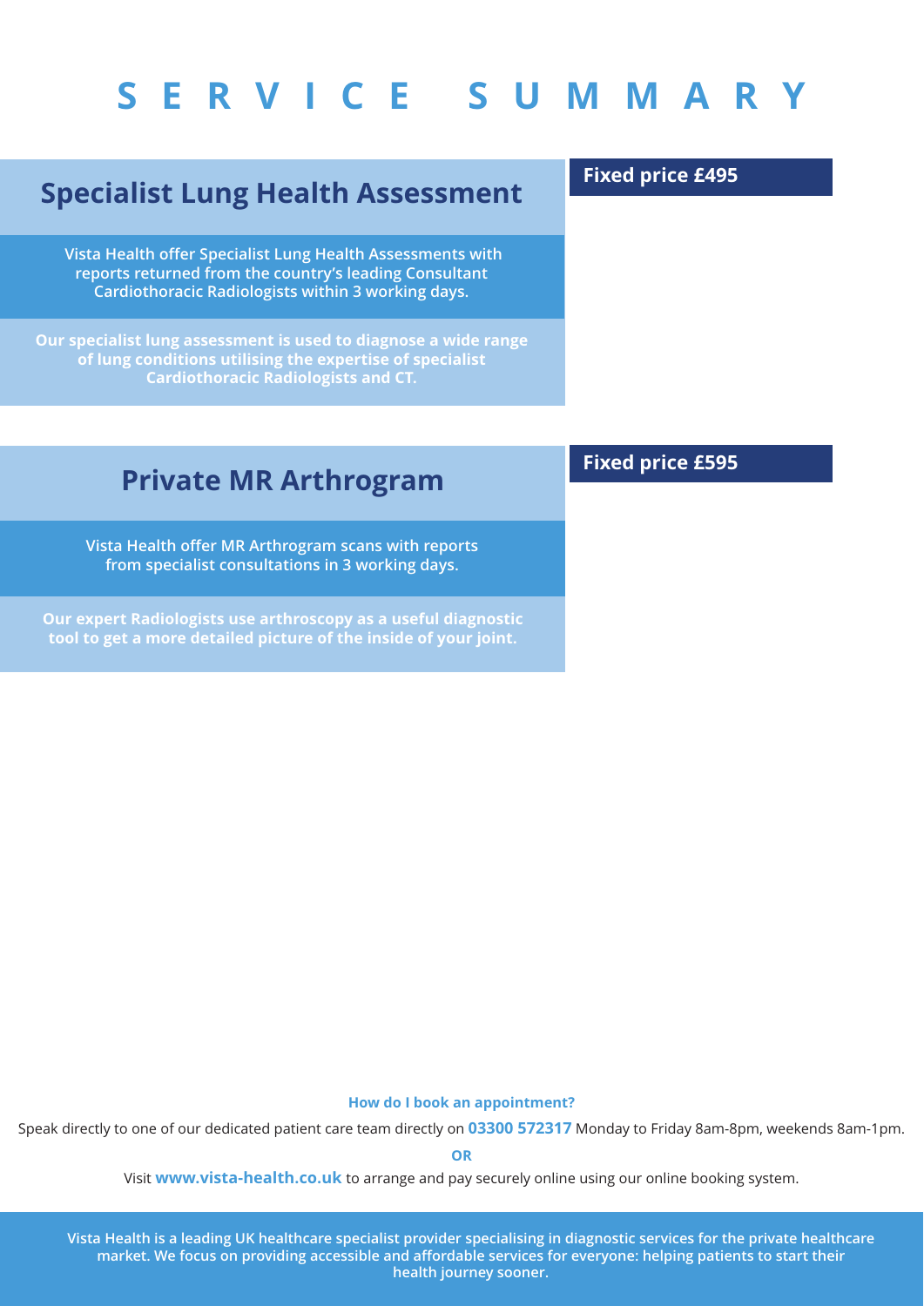# SERVICE SUMMARY

## Specialist Lung Health Assessment

**Fixed price £495**

**Vista Health offer Specialist Lung Health Assessments with reports returned from the country's leading Consultant Cardiothoracic Radiologists within 3 working days.**

**Our specialist lung assessment is used to diagnose a wide range of lung conditions utilising the expertise of specialist Cardiothoracic Radiologists and CT.**

## Private MR Arthrogram

**Fixed price £595**

**Vista Health offer MR Arthrogram scans with reports from specialist consultations in 3 working days.**

**Our expert Radiologists use arthroscopy as a useful diagnostic tool to get a more detailed picture of the inside of your joint.**

**How do I book an appointment?**

Speak directly to one of our dedicated patient care team directly on **03300 572317** Monday to Friday 8am-8pm, weekends 8am-1pm.

**OR**

Visit **www.vista-health.co.uk** to arrange and pay securely online using our online booking system.

**Vista Health is a leading UK healthcare specialist provider specialising in diagnostic services for the private healthcare market. We focus on providing accessible and affordable services for everyone: helping patients to start their health journey sooner.**